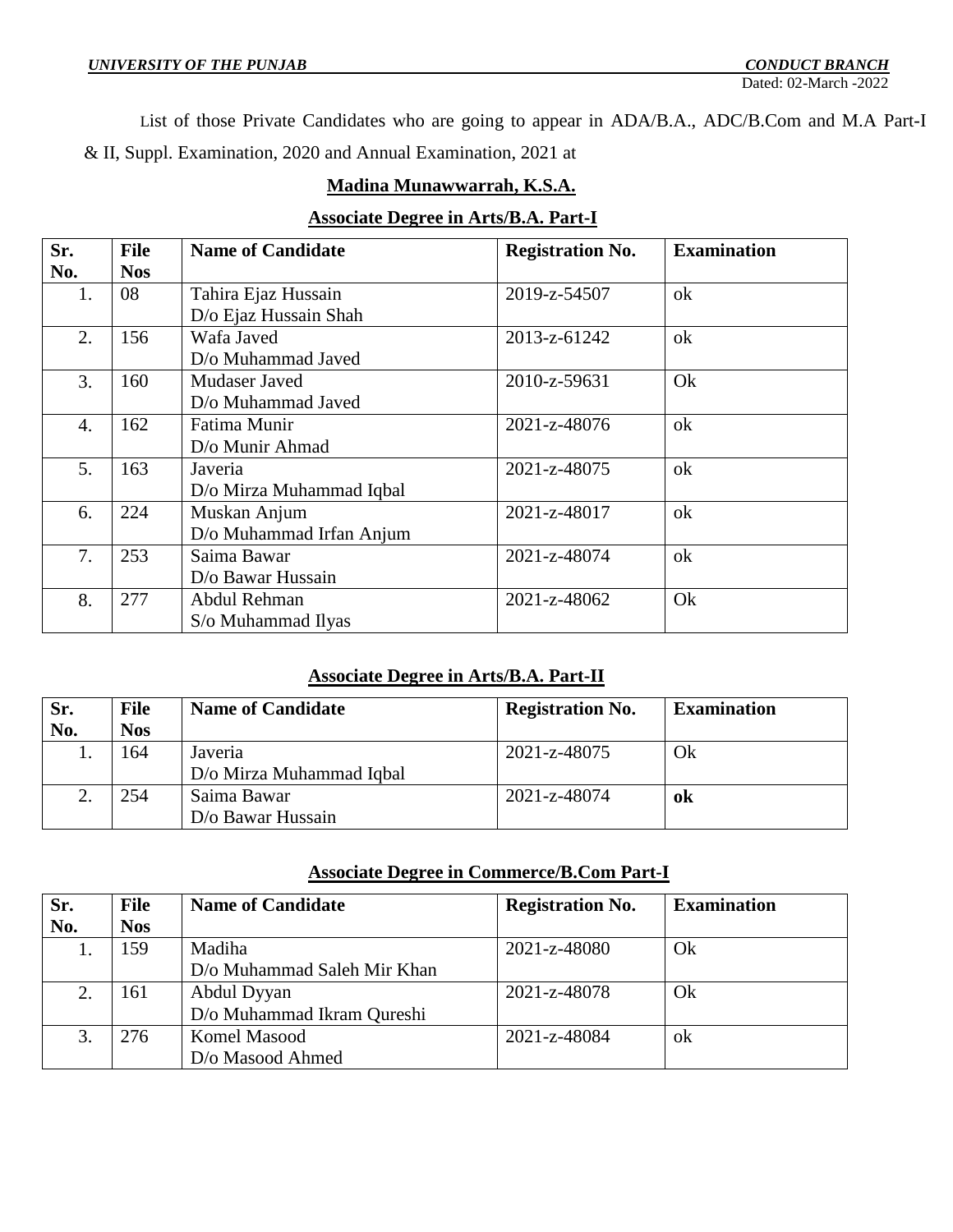*UNIVERSITY OF THE PUNJAB* *CONDUCT BRANCH*

Dated: 02-March -2022

List of those Private Candidates who are going to appear in ADA/B.A., ADC/B.Com and M.A Part-I & II, Suppl. Examination, 2020 and Annual Examination, 2021 at

## Madina Munawwarrah, K.S.A.

### Associate Degree in Arts/B.A. Part-I

| Sr. No. | File Nos | Name of Candidate | Registration No. | Examination |
|---|---|---|---|---|
| 1. | 08 | Tahira Ejaz Hussain D/o Ejaz Hussain Shah | 2019-z-54507 | ok |
| 2. | 156 | Wafa Javed D/o Muhammad Javed | 2013-z-61242 | ok |
| 3. | 160 | Mudaser Javed D/o Muhammad Javed | 2010-z-59631 | Ok |
| 4. | 162 | Fatima Munir D/o Munir Ahmad | 2021-z-48076 | ok |
| 5. | 163 | Javeria D/o Mirza Muhammad Iqbal | 2021-z-48075 | ok |
| 6. | 224 | Muskan Anjum D/o Muhammad Irfan Anjum | 2021-z-48017 | ok |
| 7. | 253 | Saima Bawar D/o Bawar Hussain | 2021-z-48074 | ok |
| 8. | 277 | Abdul Rehman S/o Muhammad Ilyas | 2021-z-48062 | Ok |

### Associate Degree in Arts/B.A. Part-II

| Sr. No. | File Nos | Name of Candidate | Registration No. | Examination |
|---|---|---|---|---|
| 1. | 164 | Javeria D/o Mirza Muhammad Iqbal | 2021-z-48075 | Ok |
| 2. | 254 | Saima Bawar D/o Bawar Hussain | 2021-z-48074 | **ok** |

### Associate Degree in Commerce/B.Com Part-I

| Sr. No. | File Nos | Name of Candidate | Registration No. | Examination |
|---|---|---|---|---|
| 1. | 159 | Madiha D/o Muhammad Saleh Mir Khan | 2021-z-48080 | Ok |
| 2. | 161 | Abdul Dyyan D/o Muhammad Ikram Qureshi | 2021-z-48078 | Ok |
| 3. | 276 | Komel Masood D/o Masood Ahmed | 2021-z-48084 | ok |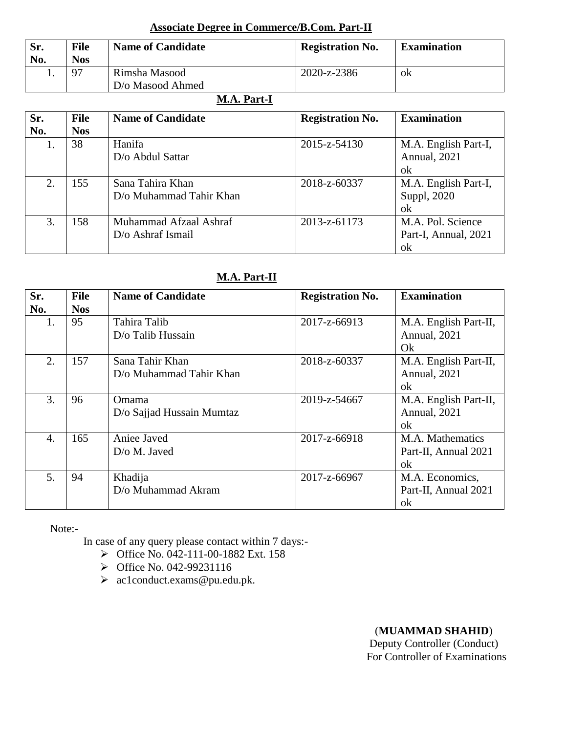## Associate Degree in Commerce/B.Com. Part-II

| Sr. No. | File Nos | Name of Candidate | Registration No. | Examination |
|---|---|---|---|---|
| 1. | 97 | Rimsha Masood<br>D/o Masood Ahmed | 2020-z-2386 | ok |

## M.A. Part-I

| Sr. No. | File Nos | Name of Candidate | Registration No. | Examination |
|---|---|---|---|---|
| 1. | 38 | Hanifa<br>D/o Abdul Sattar | 2015-z-54130 | M.A. English Part-I, Annual, 2021<br>ok |
| 2. | 155 | Sana Tahira Khan<br>D/o Muhammad Tahir Khan | 2018-z-60337 | M.A. English Part-I, Suppl, 2020<br>ok |
| 3. | 158 | Muhammad Afzaal Ashraf<br>D/o Ashraf Ismail | 2013-z-61173 | M.A. Pol. Science Part-I, Annual, 2021<br>ok |

## M.A. Part-II

| Sr. No. | File Nos | Name of Candidate | Registration No. | Examination |
|---|---|---|---|---|
| 1. | 95 | Tahira Talib<br>D/o Talib Hussain | 2017-z-66913 | M.A. English Part-II, Annual, 2021<br>Ok |
| 2. | 157 | Sana Tahir Khan<br>D/o Muhammad Tahir Khan | 2018-z-60337 | M.A. English Part-II, Annual, 2021<br>ok |
| 3. | 96 | Omama<br>D/o Sajjad Hussain Mumtaz | 2019-z-54667 | M.A. English Part-II, Annual, 2021<br>ok |
| 4. | 165 | Aniee Javed<br>D/o M. Javed | 2017-z-66918 | M.A. Mathematics Part-II, Annual 2021<br>ok |
| 5. | 94 | Khadija<br>D/o Muhammad Akram | 2017-z-66967 | M.A. Economics, Part-II, Annual 2021<br>ok |

Note:-

In case of any query please contact within 7 days:-

- Office No. 042-111-00-1882 Ext. 158
- Office No. 042-99231116
- ac1conduct.exams@pu.edu.pk.

(**MUAMMAD SHAHID**)
Deputy Controller (Conduct)
For Controller of Examinations